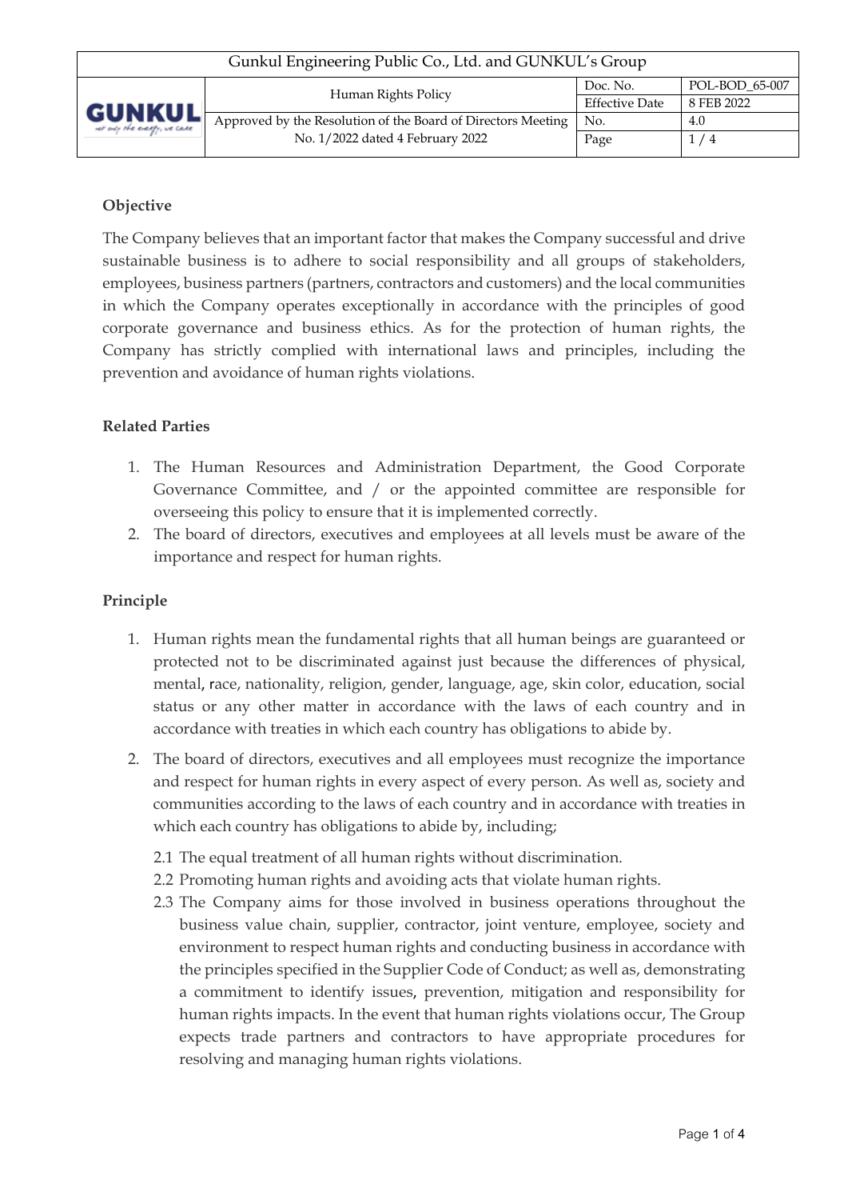| Gunkul Engineering Public Co., Ltd. and GUNKUL's Group | | | |
|---|---|---|---|
| GUNKUL | Human Rights Policy | Doc. No. | POL-BOD_65-007 |
| | | Effective Date | 8 FEB 2022 |
| | Approved by the Resolution of the Board of Directors Meeting No. 1/2022 dated 4 February 2022 | No. | 4.0 |
| | | Page | 1 / 4 |

**Objective**

The Company believes that an important factor that makes the Company successful and drive sustainable business is to adhere to social responsibility and all groups of stakeholders, employees, business partners (partners, contractors and customers) and the local communities in which the Company operates exceptionally in accordance with the principles of good corporate governance and business ethics. As for the protection of human rights, the Company has strictly complied with international laws and principles, including the prevention and avoidance of human rights violations.

**Related Parties**

1. The Human Resources and Administration Department, the Good Corporate Governance Committee, and / or the appointed committee are responsible for overseeing this policy to ensure that it is implemented correctly.
2. The board of directors, executives and employees at all levels must be aware of the importance and respect for human rights.

**Principle**

1. Human rights mean the fundamental rights that all human beings are guaranteed or protected not to be discriminated against just because the differences of physical, mental, race, nationality, religion, gender, language, age, skin color, education, social status or any other matter in accordance with the laws of each country and in accordance with treaties in which each country has obligations to abide by.
2. The board of directors, executives and all employees must recognize the importance and respect for human rights in every aspect of every person. As well as, society and communities according to the laws of each country and in accordance with treaties in which each country has obligations to abide by, including;

   2.1 The equal treatment of all human rights without discrimination.

   2.2 Promoting human rights and avoiding acts that violate human rights.

   2.3 The Company aims for those involved in business operations throughout the business value chain, supplier, contractor, joint venture, employee, society and environment to respect human rights and conducting business in accordance with the principles specified in the Supplier Code of Conduct; as well as, demonstrating a commitment to identify issues, prevention, mitigation and responsibility for human rights impacts. In the event that human rights violations occur, The Group expects trade partners and contractors to have appropriate procedures for resolving and managing human rights violations.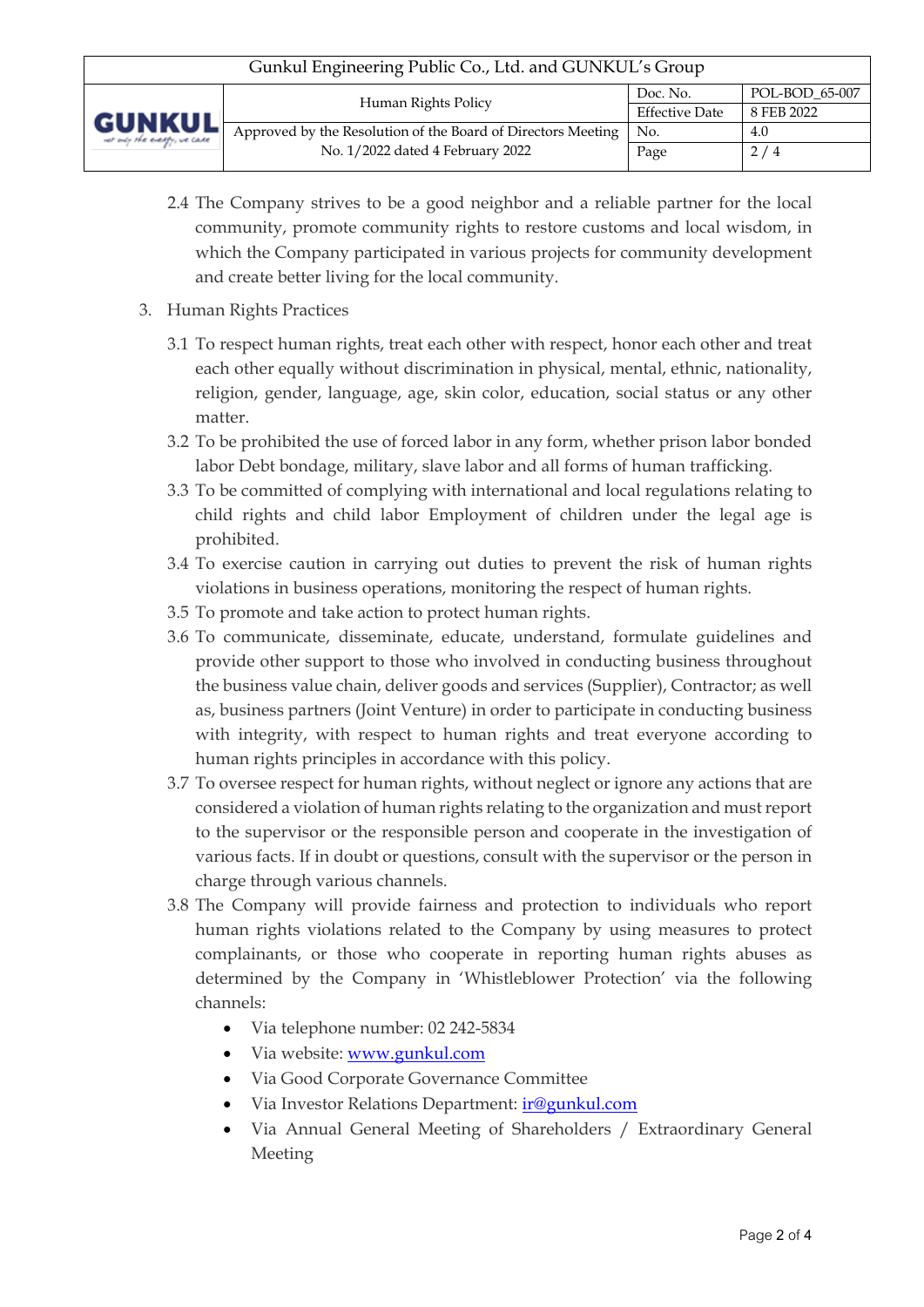2.4 The Company strives to be a good neighbor and a reliable partner for the local community, promote community rights to restore customs and local wisdom, in which the Company participated in various projects for community development and create better living for the local community.

3. Human Rights Practices

3.1 To respect human rights, treat each other with respect, honor each other and treat each other equally without discrimination in physical, mental, ethnic, nationality, religion, gender, language, age, skin color, education, social status or any other matter.

3.2 To be prohibited the use of forced labor in any form, whether prison labor bonded labor Debt bondage, military, slave labor and all forms of human trafficking.

3.3 To be committed of complying with international and local regulations relating to child rights and child labor Employment of children under the legal age is prohibited.

3.4 To exercise caution in carrying out duties to prevent the risk of human rights violations in business operations, monitoring the respect of human rights.

3.5 To promote and take action to protect human rights.

3.6 To communicate, disseminate, educate, understand, formulate guidelines and provide other support to those who involved in conducting business throughout the business value chain, deliver goods and services (Supplier), Contractor; as well as, business partners (Joint Venture) in order to participate in conducting business with integrity, with respect to human rights and treat everyone according to human rights principles in accordance with this policy.

3.7 To oversee respect for human rights, without neglect or ignore any actions that are considered a violation of human rights relating to the organization and must report to the supervisor or the responsible person and cooperate in the investigation of various facts. If in doubt or questions, consult with the supervisor or the person in charge through various channels.

3.8 The Company will provide fairness and protection to individuals who report human rights violations related to the Company by using measures to protect complainants, or those who cooperate in reporting human rights abuses as determined by the Company in 'Whistleblower Protection' via the following channels:

- Via telephone number: 02 242-5834
- Via website: www.gunkul.com
- Via Good Corporate Governance Committee
- Via Investor Relations Department: ir@gunkul.com
- Via Annual General Meeting of Shareholders / Extraordinary General Meeting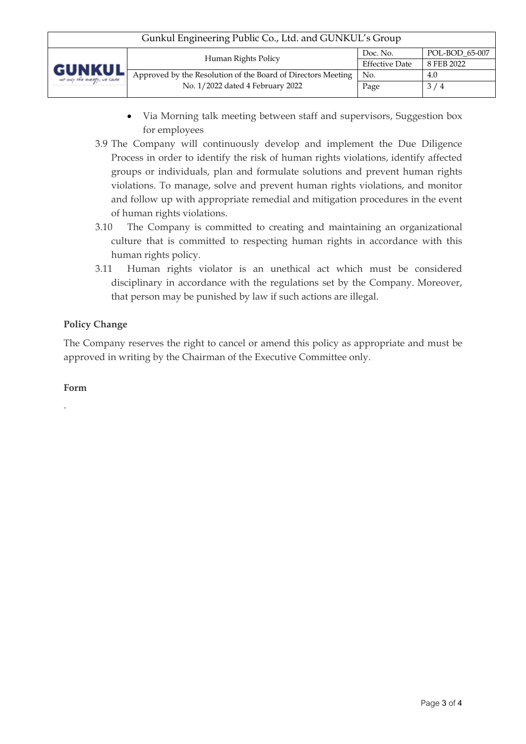- Via Morning talk meeting between staff and supervisors, Suggestion box for employees

3.9 The Company will continuously develop and implement the Due Diligence Process in order to identify the risk of human rights violations, identify affected groups or individuals, plan and formulate solutions and prevent human rights violations. To manage, solve and prevent human rights violations, and monitor and follow up with appropriate remedial and mitigation procedures in the event of human rights violations.

3.10 The Company is committed to creating and maintaining an organizational culture that is committed to respecting human rights in accordance with this human rights policy.

3.11 Human rights violator is an unethical act which must be considered disciplinary in accordance with the regulations set by the Company. Moreover, that person may be punished by law if such actions are illegal.

**Policy Change**

The Company reserves the right to cancel or amend this policy as appropriate and must be approved in writing by the Chairman of the Executive Committee only.

**Form**

-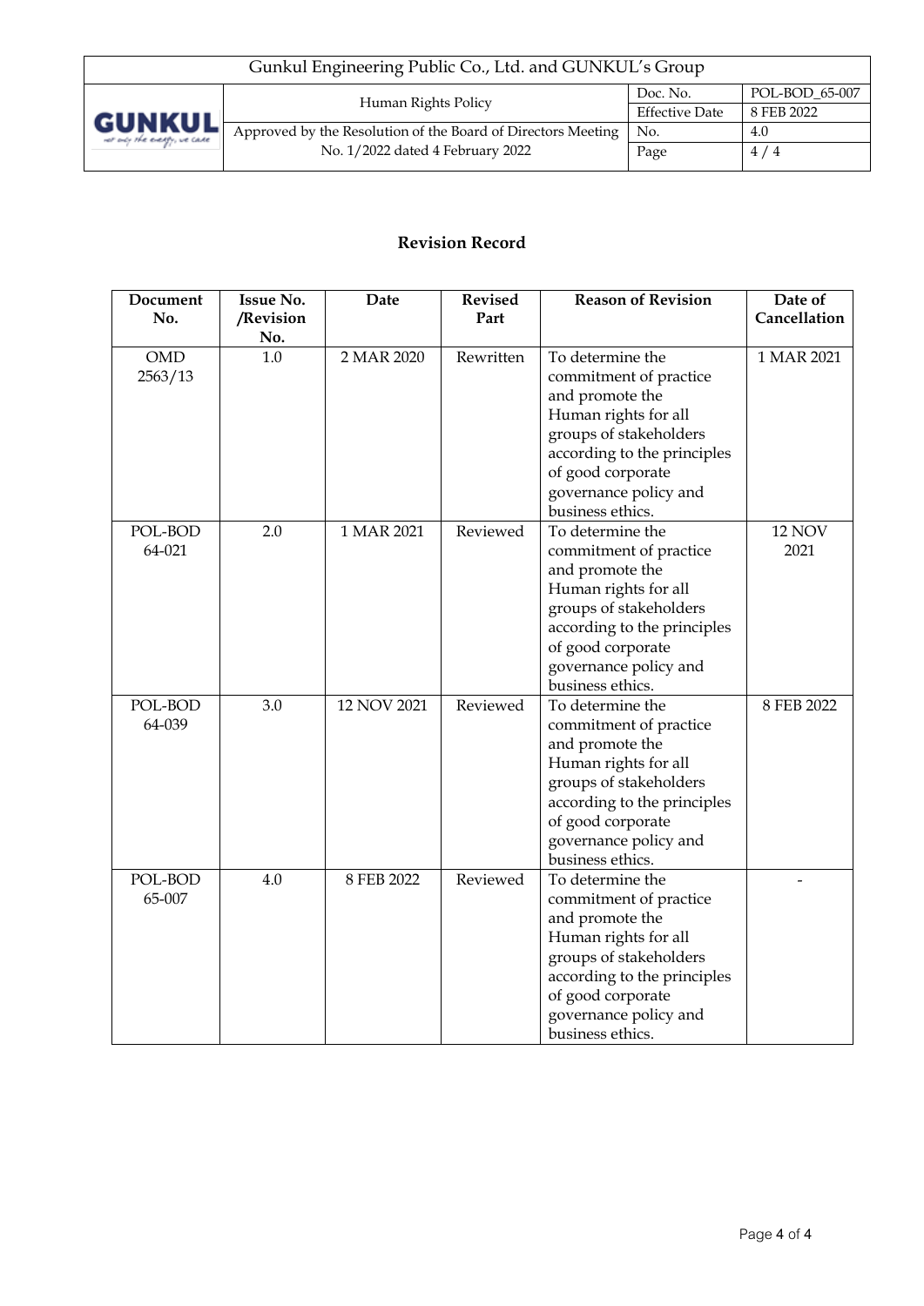## Revision Record

| Document No. | Issue No. /Revision No. | Date | Revised Part | Reason of Revision | Date of Cancellation |
|---|---|---|---|---|---|
| OMD 2563/13 | 1.0 | 2 MAR 2020 | Rewritten | To determine the commitment of practice and promote the Human rights for all groups of stakeholders according to the principles of good corporate governance policy and business ethics. | 1 MAR 2021 |
| POL-BOD 64-021 | 2.0 | 1 MAR 2021 | Reviewed | To determine the commitment of practice and promote the Human rights for all groups of stakeholders according to the principles of good corporate governance policy and business ethics. | 12 NOV 2021 |
| POL-BOD 64-039 | 3.0 | 12 NOV 2021 | Reviewed | To determine the commitment of practice and promote the Human rights for all groups of stakeholders according to the principles of good corporate governance policy and business ethics. | 8 FEB 2022 |
| POL-BOD 65-007 | 4.0 | 8 FEB 2022 | Reviewed | To determine the commitment of practice and promote the Human rights for all groups of stakeholders according to the principles of good corporate governance policy and business ethics. | - |